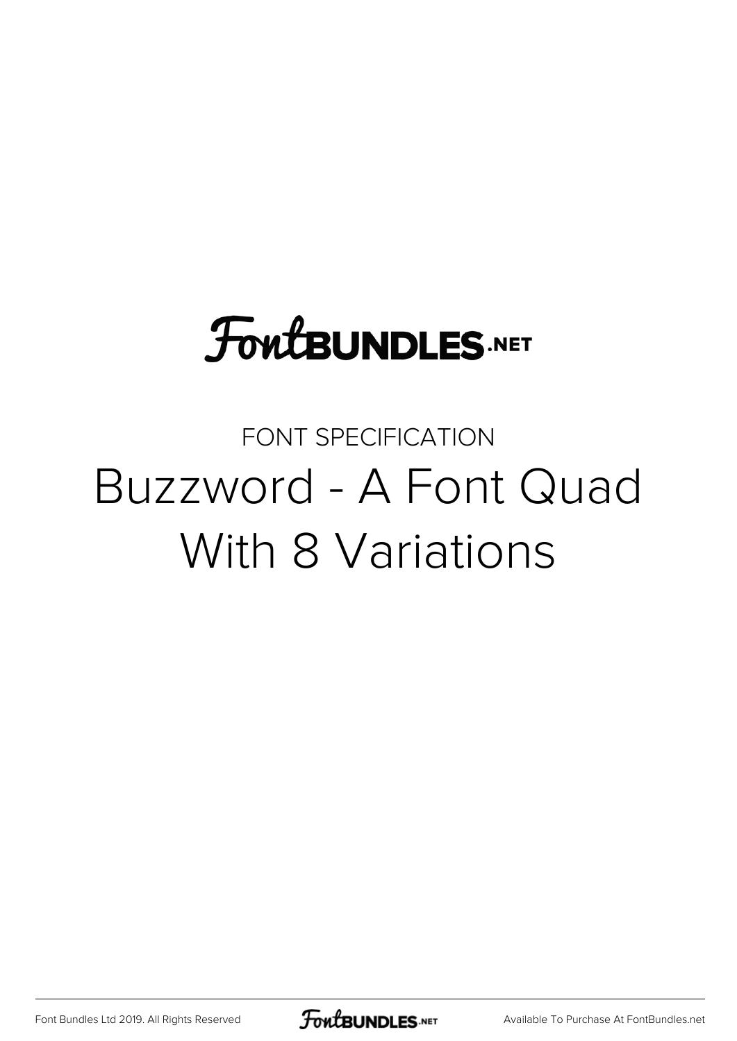FontBUNDLES.NET

FONT SPECIFICATION

# Buzzword - A Font Quad With 8 Variations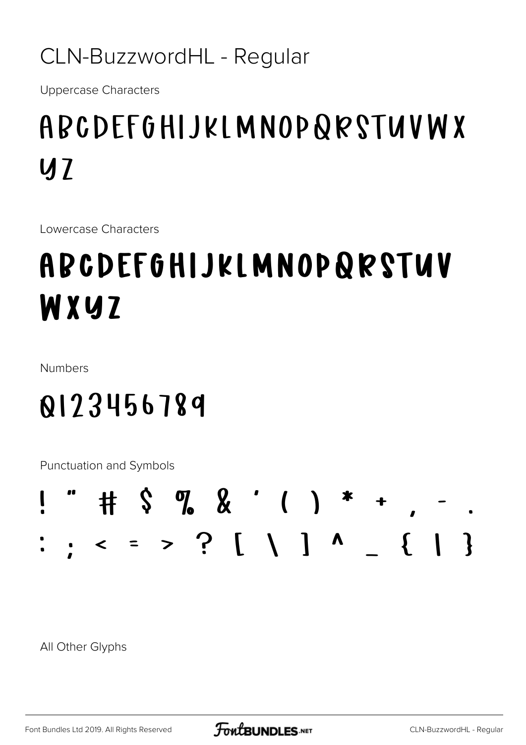# CLN-BuzzwordHL - Regular

Uppercase Characters

ABCDEFGHIJKLMNOPQRSTUVWX
YZ

Lowercase Characters

ABCDEFGHIJKLMNOPQRSTUV
WXYZ

Numbers

0123456789

Punctuation and Symbols

! " # $ % & ' ( ) * + , - .
: ; < = > ? [ \ ] ^ _ { | }

All Other Glyphs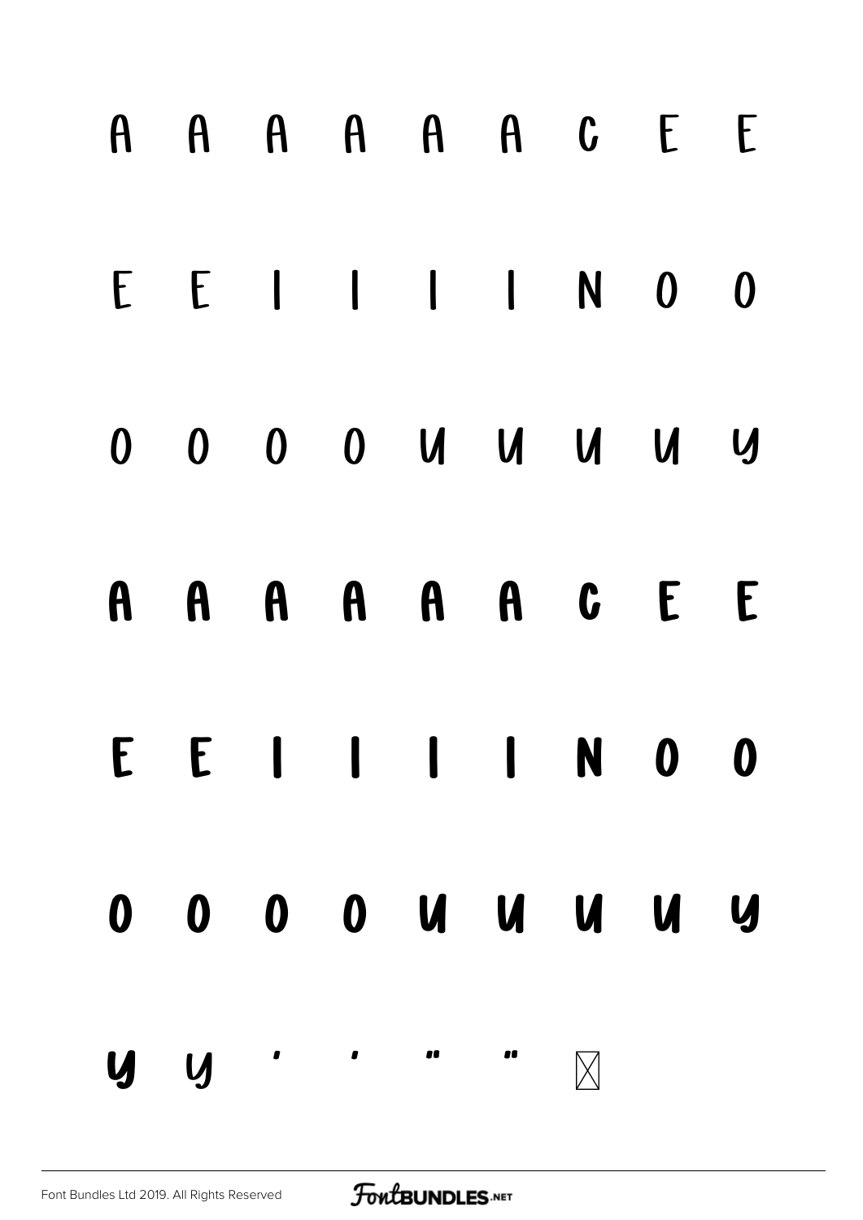A A A A A A C E E

E E I I I I N O O

O O O O U U U U Y

A A A A A A C E E

E E I I I I N O O

O O O O U U U U Y

Y Y ' ' " " ☒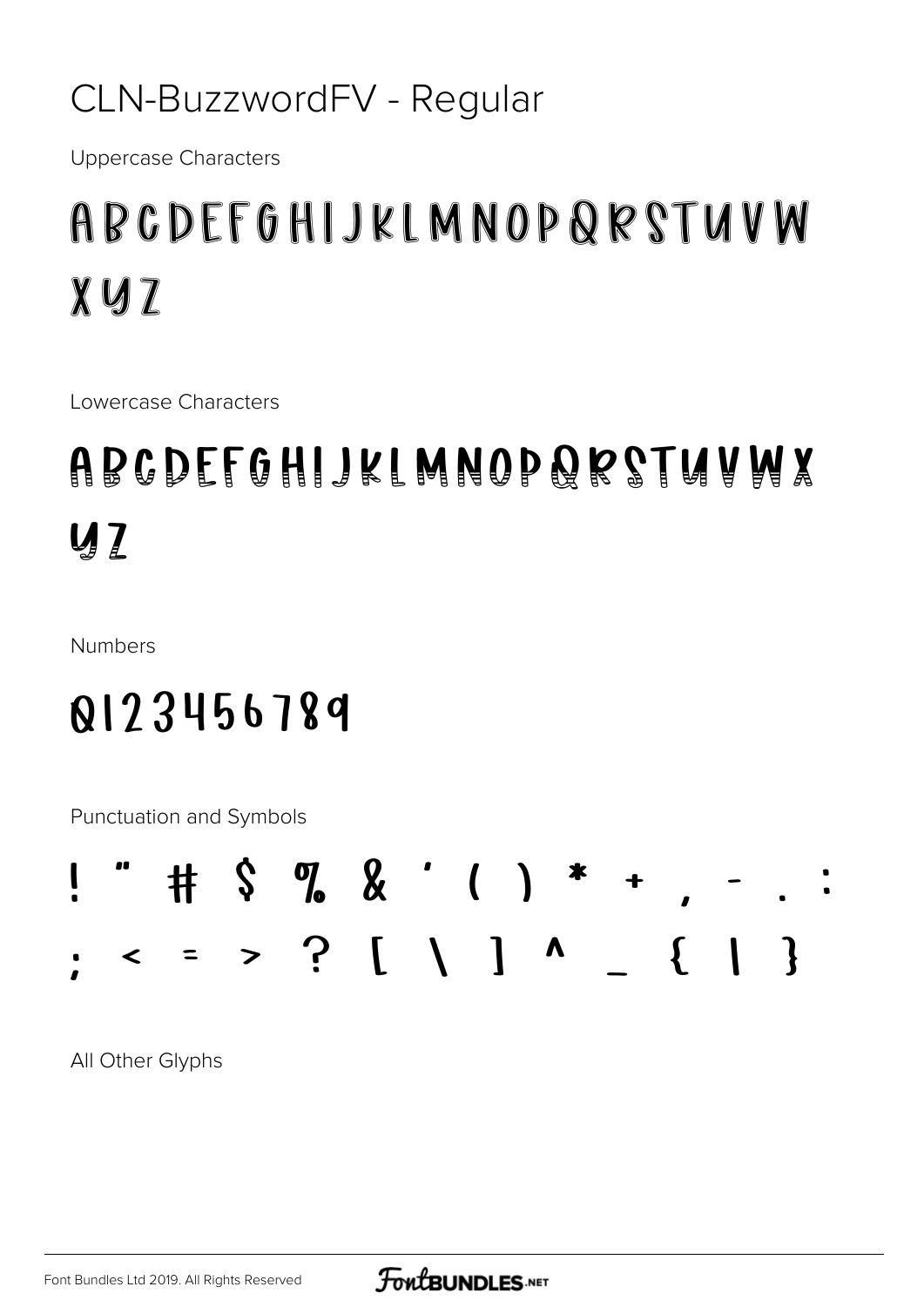# CLN-BuzzwordFV - Regular

Uppercase Characters

ABCDEFGHIJKLMNOPQRSTUVW
XYZ

Lowercase Characters

abcdefghijklmnopqrstuvwx
yz

Numbers

0123456789

Punctuation and Symbols

! " # $ % & ' ( ) * + , - . :
; < = > ? [ \ ] ^ _ { | }

All Other Glyphs

Font Bundles Ltd 2019. All Rights Reserved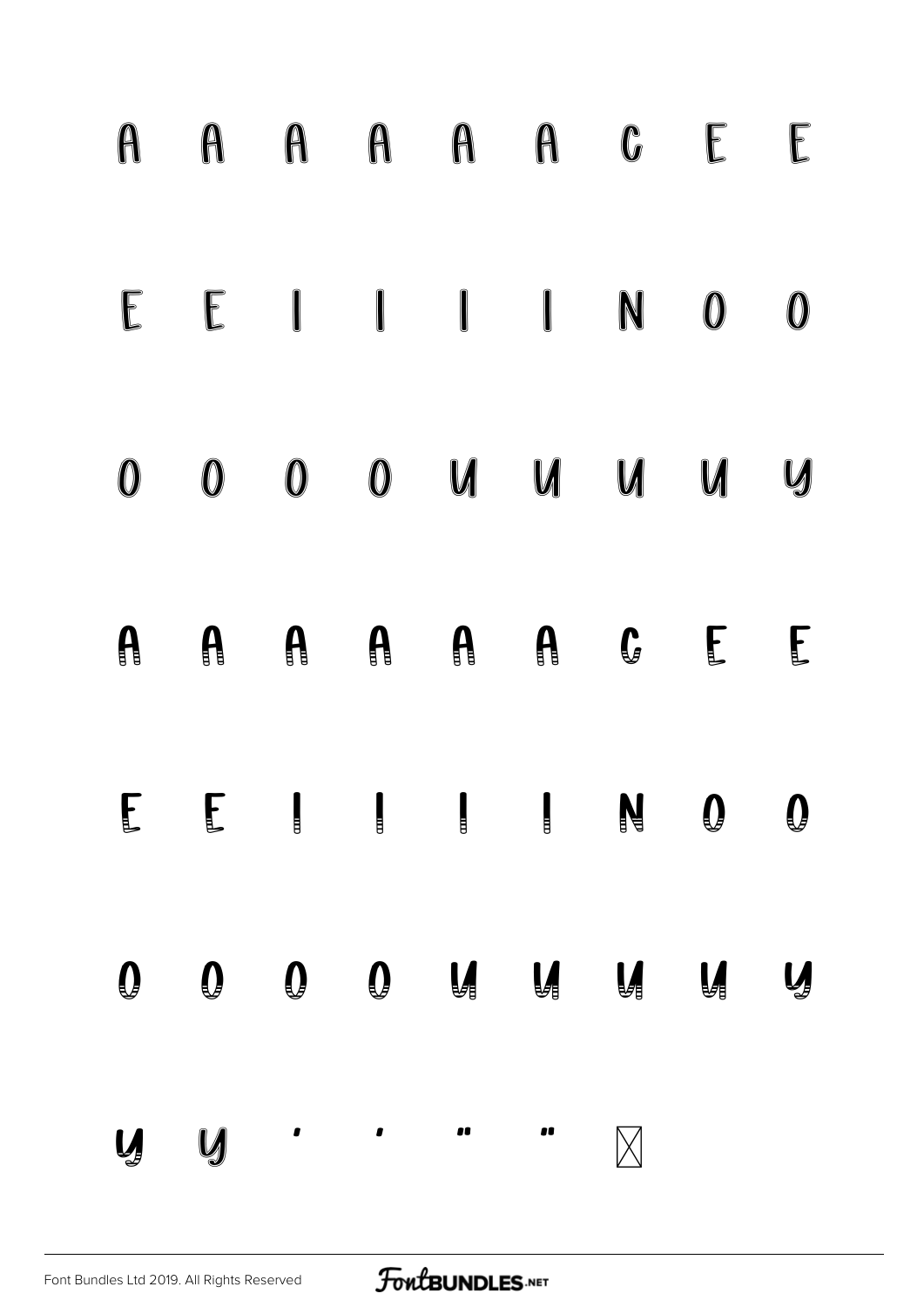A A A A A A C E E

E E I I I I N O O

O O O O U U U U Y

A A A A A A C E E

E E I I I I N O O

O O O O U U U U Y

Y Y ' ' " " ⊠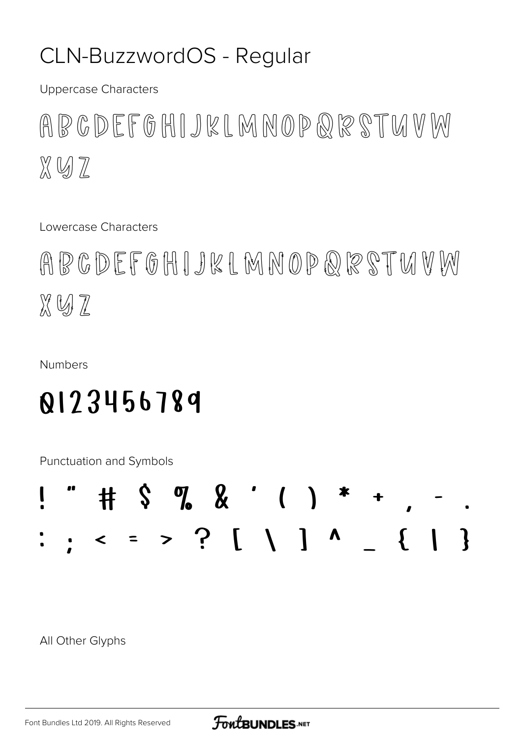# CLN-BuzzwordOS - Regular

Uppercase Characters

ABCDEFGHIJKLMNOPQRSTUVW
XYZ

Lowercase Characters

ABCDEFGHIJKLMNOPQRSTUVW
XYZ

Numbers

0123456789

Punctuation and Symbols

! " # $ % & ' ( ) * + , - .
: ; < = > ? [ \ ] ^ _ { | }

All Other Glyphs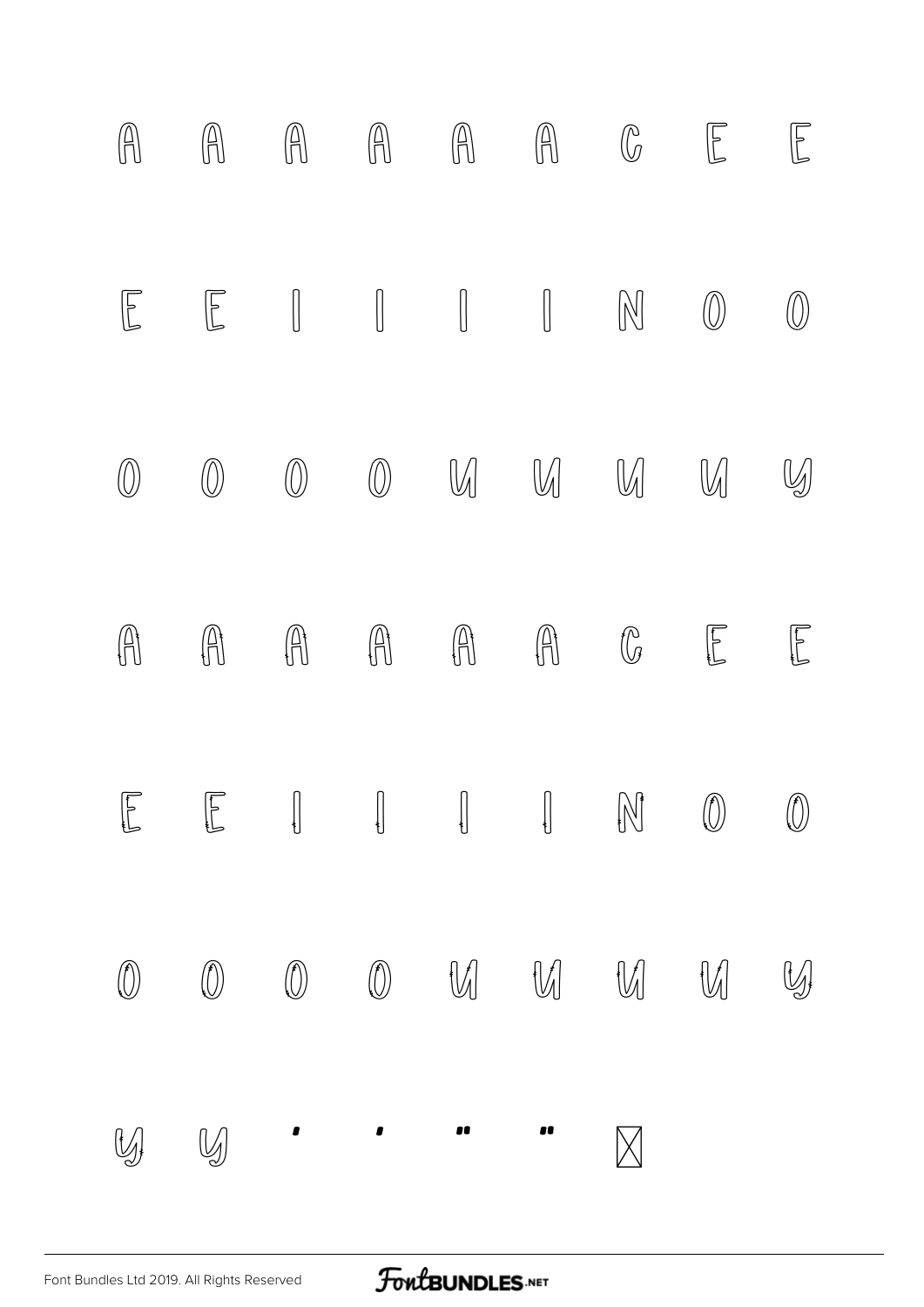A A A A A A C E E

E E I I I I N O O

O O O O U U U U Y

A A A A A A C E E

E E I I I I N O O

O O O O U U U U Y

Y Y ' ' " " ⊠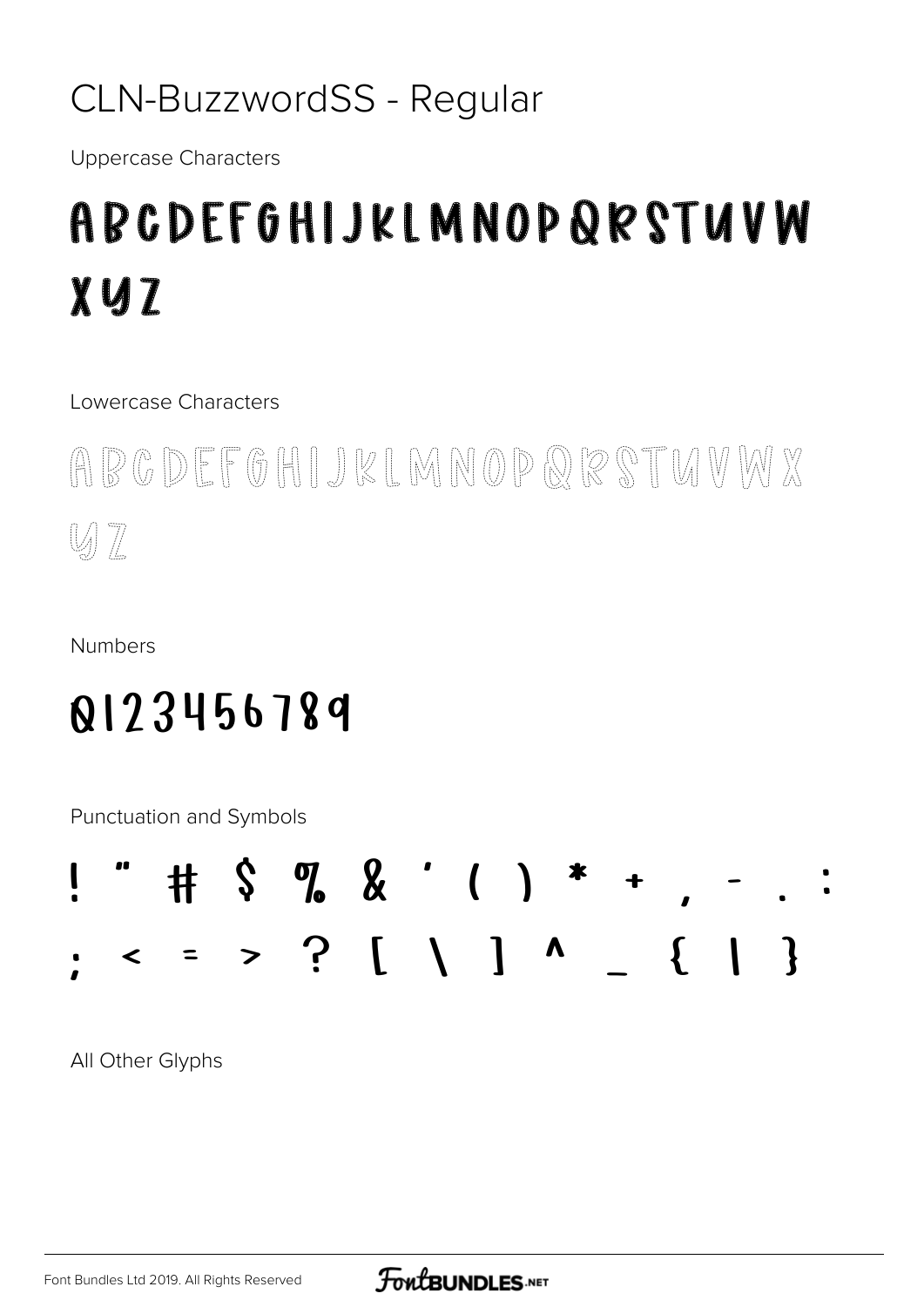# CLN-BuzzwordSS - Regular

Uppercase Characters

ABCDEFGHIJKLMNOPQRSTUVW XYZ

Lowercase Characters

abcdefghijklmnopqrstuvwx yz

Numbers

0123456789

Punctuation and Symbols

! " # $ % & ' ( ) * + , - . :
; < = > ? [ \ ] ^ _ { | }

All Other Glyphs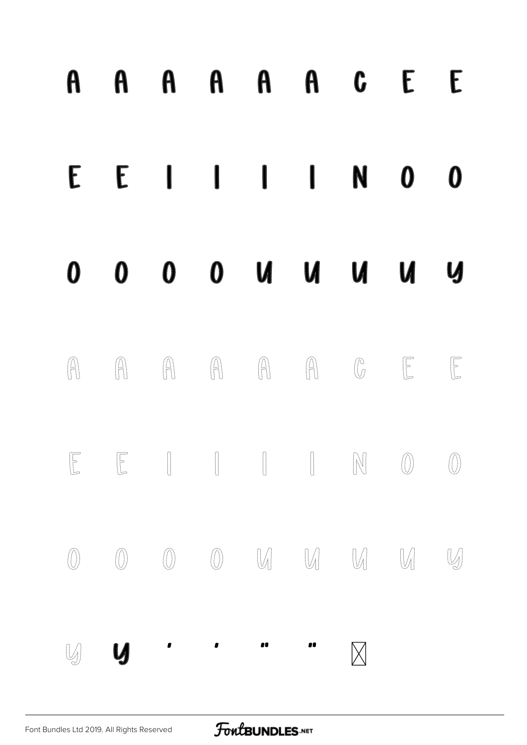A A A A A A C E E

E E I I I I N O O

O O O O U U U U Y

A A A A A A C E E

E E I I I I N O O

O O O O U U U U Y

Y Y ' ' " " ☒

Font Bundles Ltd 2019. All Rights Reserved